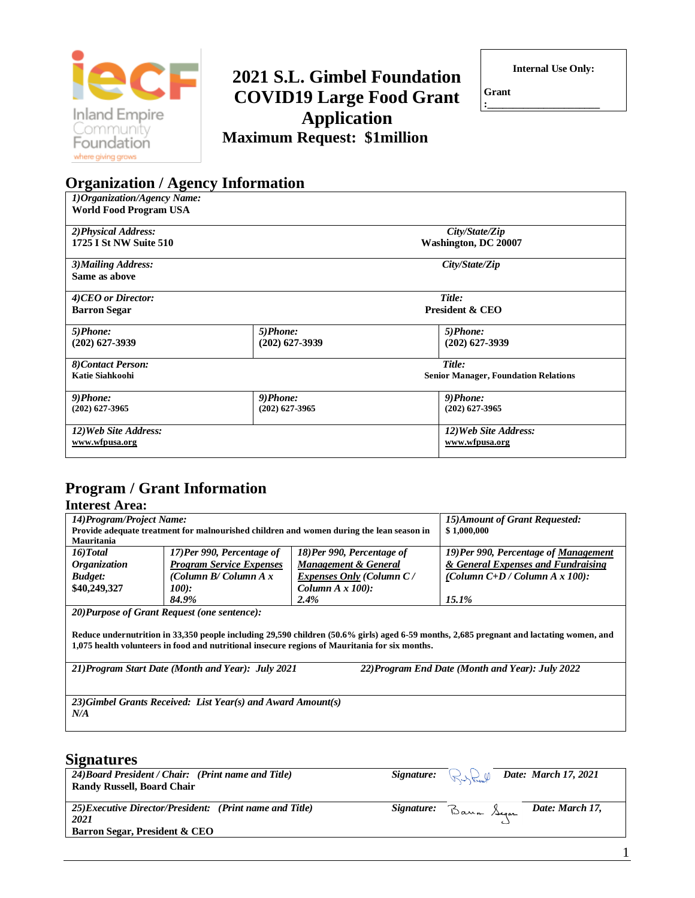Inland Empire Community Foundation
where giving grows

# 2021 S.L. Gimbel Foundation COVID19 Large Food Grant Application

**Maximum Request: $1million**

| Internal Use Only: |
|---|
| Grant :____________________ |

## Organization / Agency Information

| | | |
|---|---|---|
| *1)Organization/Agency Name:* **World Food Program USA** | | |
| *2)Physical Address:* **1725 I St NW Suite 510** | | *City/State/Zip* **Washington, DC 20007** |
| *3)Mailing Address:* **Same as above** | | *City/State/Zip* |
| *4)CEO or Director:* **Barron Segar** | | *Title:* **President & CEO** |
| *5)Phone:* **(202) 627-3939** | *5)Phone:* **(202) 627-3939** | *5)Phone:* **(202) 627-3939** |
| *8)Contact Person:* **Katie Siahkoohi** | | *Title:* **Senior Manager, Foundation Relations** |
| *9)Phone:* **(202) 627-3965** | *9)Phone:* **(202) 627-3965** | *9)Phone:* **(202) 627-3965** |
| *12)Web Site Address:* **www.wfpusa.org** | | *12)Web Site Address:* **www.wfpusa.org** |

## Program / Grant Information

### Interest Area:

| | | | |
|---|---|---|---|
| *14)Program/Project Name:* **Provide adequate treatment for malnourished children and women during the lean season in Mauritania** | | | *15)Amount of Grant Requested:* **$ 1,000,000** |
| *16)Total Organization Budget:* **$40,249,327** | *17)Per 990, Percentage of Program Service Expenses (Column B/ Column A x 100):* *84.9%* | *18)Per 990, Percentage of Management & General Expenses Only (Column C / Column A x 100):* *2.4%* | *19)Per 990, Percentage of Management & General Expenses and Fundraising (Column C+D / Column A x 100):* *15.1%* |
| *20)Purpose of Grant Request (one sentence):* **Reduce undernutrition in 33,350 people including 29,590 children (50.6% girls) aged 6-59 months, 2,685 pregnant and lactating women, and 1,075 health volunteers in food and nutritional insecure regions of Mauritania for six months.** | | | |
| *21)Program Start Date (Month and Year): July 2021* | | *22)Program End Date (Month and Year): July 2022* | |
| *23)Gimbel Grants Received: List Year(s) and Award Amount(s)* *N/A* | | | |

## Signatures

| | | |
|---|---|---|
| *24)Board President / Chair: (Print name and Title)* **Randy Russell, Board Chair** | *Signature:* [signature] | *Date: March 17, 2021* |
| *25)Executive Director/President: (Print name and Title)* **Barron Segar, President & CEO** | *Signature:* [signature] | *Date: March 17, 2021* |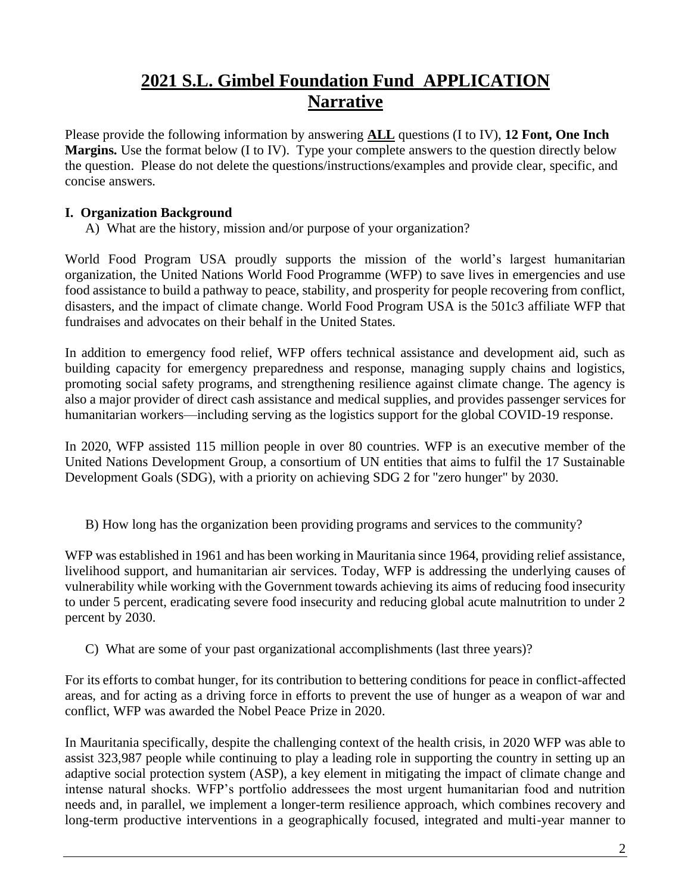# 2021 S.L. Gimbel Foundation Fund APPLICATION Narrative

Please provide the following information by answering **ALL** questions (I to IV), **12 Font, One Inch Margins.** Use the format below (I to IV). Type your complete answers to the question directly below the question. Please do not delete the questions/instructions/examples and provide clear, specific, and concise answers.

## I. Organization Background

A) What are the history, mission and/or purpose of your organization?

World Food Program USA proudly supports the mission of the world's largest humanitarian organization, the United Nations World Food Programme (WFP) to save lives in emergencies and use food assistance to build a pathway to peace, stability, and prosperity for people recovering from conflict, disasters, and the impact of climate change. World Food Program USA is the 501c3 affiliate WFP that fundraises and advocates on their behalf in the United States.

In addition to emergency food relief, WFP offers technical assistance and development aid, such as building capacity for emergency preparedness and response, managing supply chains and logistics, promoting social safety programs, and strengthening resilience against climate change. The agency is also a major provider of direct cash assistance and medical supplies, and provides passenger services for humanitarian workers—including serving as the logistics support for the global COVID-19 response.

In 2020, WFP assisted 115 million people in over 80 countries. WFP is an executive member of the United Nations Development Group, a consortium of UN entities that aims to fulfil the 17 Sustainable Development Goals (SDG), with a priority on achieving SDG 2 for "zero hunger" by 2030.

B) How long has the organization been providing programs and services to the community?

WFP was established in 1961 and has been working in Mauritania since 1964, providing relief assistance, livelihood support, and humanitarian air services. Today, WFP is addressing the underlying causes of vulnerability while working with the Government towards achieving its aims of reducing food insecurity to under 5 percent, eradicating severe food insecurity and reducing global acute malnutrition to under 2 percent by 2030.

C) What are some of your past organizational accomplishments (last three years)?

For its efforts to combat hunger, for its contribution to bettering conditions for peace in conflict-affected areas, and for acting as a driving force in efforts to prevent the use of hunger as a weapon of war and conflict, WFP was awarded the Nobel Peace Prize in 2020.

In Mauritania specifically, despite the challenging context of the health crisis, in 2020 WFP was able to assist 323,987 people while continuing to play a leading role in supporting the country in setting up an adaptive social protection system (ASP), a key element in mitigating the impact of climate change and intense natural shocks. WFP's portfolio addressees the most urgent humanitarian food and nutrition needs and, in parallel, we implement a longer-term resilience approach, which combines recovery and long-term productive interventions in a geographically focused, integrated and multi-year manner to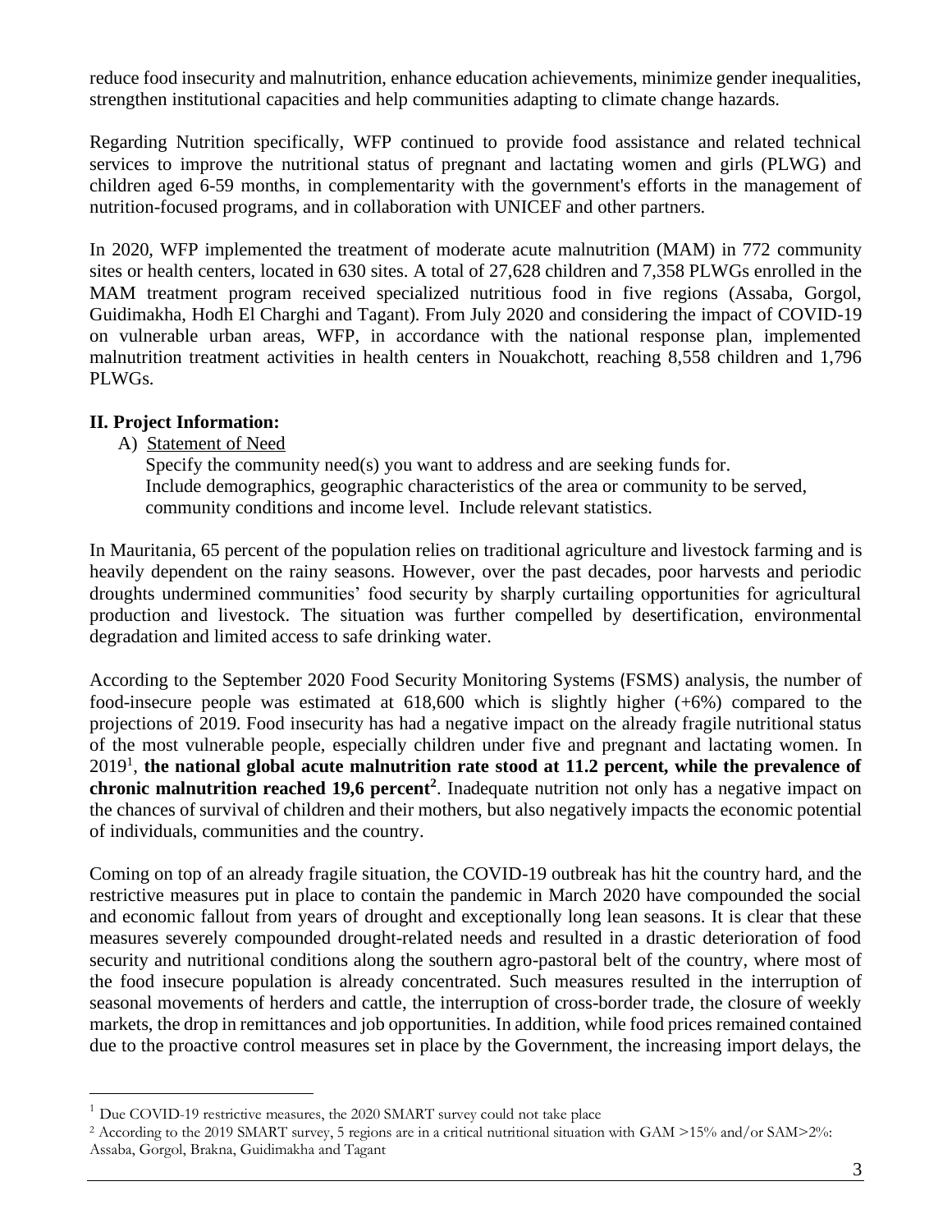reduce food insecurity and malnutrition, enhance education achievements, minimize gender inequalities, strengthen institutional capacities and help communities adapting to climate change hazards.

Regarding Nutrition specifically, WFP continued to provide food assistance and related technical services to improve the nutritional status of pregnant and lactating women and girls (PLWG) and children aged 6-59 months, in complementarity with the government's efforts in the management of nutrition-focused programs, and in collaboration with UNICEF and other partners.

In 2020, WFP implemented the treatment of moderate acute malnutrition (MAM) in 772 community sites or health centers, located in 630 sites. A total of 27,628 children and 7,358 PLWGs enrolled in the MAM treatment program received specialized nutritious food in five regions (Assaba, Gorgol, Guidimakha, Hodh El Charghi and Tagant). From July 2020 and considering the impact of COVID-19 on vulnerable urban areas, WFP, in accordance with the national response plan, implemented malnutrition treatment activities in health centers in Nouakchott, reaching 8,558 children and 1,796 PLWGs.

## II. Project Information:

A) Statement of Need

Specify the community need(s) you want to address and are seeking funds for. Include demographics, geographic characteristics of the area or community to be served, community conditions and income level. Include relevant statistics.

In Mauritania, 65 percent of the population relies on traditional agriculture and livestock farming and is heavily dependent on the rainy seasons. However, over the past decades, poor harvests and periodic droughts undermined communities' food security by sharply curtailing opportunities for agricultural production and livestock. The situation was further compelled by desertification, environmental degradation and limited access to safe drinking water.

According to the September 2020 Food Security Monitoring Systems (FSMS) analysis, the number of food-insecure people was estimated at 618,600 which is slightly higher (+6%) compared to the projections of 2019. Food insecurity has had a negative impact on the already fragile nutritional status of the most vulnerable people, especially children under five and pregnant and lactating women. In 2019[1], **the national global acute malnutrition rate stood at 11.2 percent, while the prevalence of chronic malnutrition reached 19,6 percent[2]**. Inadequate nutrition not only has a negative impact on the chances of survival of children and their mothers, but also negatively impacts the economic potential of individuals, communities and the country.

Coming on top of an already fragile situation, the COVID-19 outbreak has hit the country hard, and the restrictive measures put in place to contain the pandemic in March 2020 have compounded the social and economic fallout from years of drought and exceptionally long lean seasons. It is clear that these measures severely compounded drought-related needs and resulted in a drastic deterioration of food security and nutritional conditions along the southern agro-pastoral belt of the country, where most of the food insecure population is already concentrated. Such measures resulted in the interruption of seasonal movements of herders and cattle, the interruption of cross-border trade, the closure of weekly markets, the drop in remittances and job opportunities. In addition, while food prices remained contained due to the proactive control measures set in place by the Government, the increasing import delays, the

---

[1] Due COVID-19 restrictive measures, the 2020 SMART survey could not take place

[2] According to the 2019 SMART survey, 5 regions are in a critical nutritional situation with GAM >15% and/or SAM>2%: Assaba, Gorgol, Brakna, Guidimakha and Tagant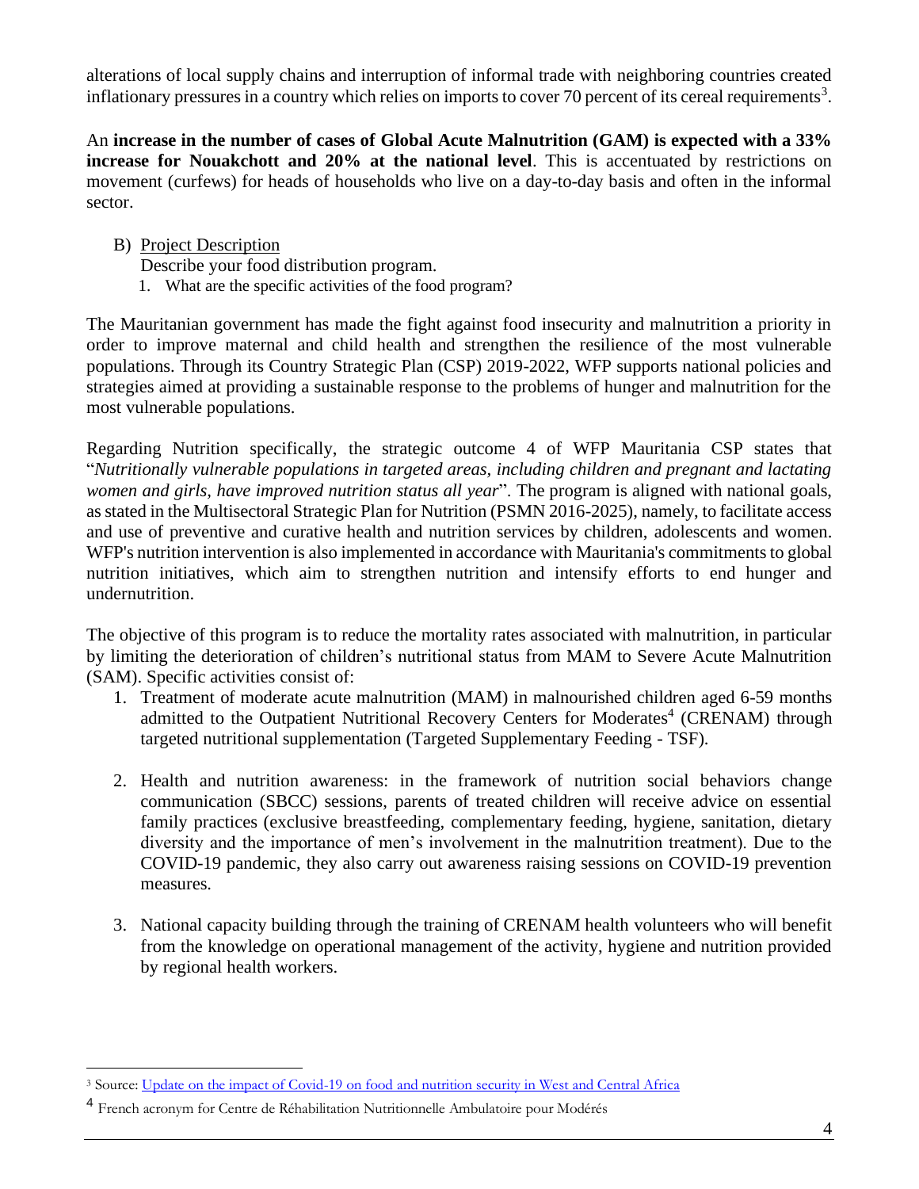alterations of local supply chains and interruption of informal trade with neighboring countries created inflationary pressures in a country which relies on imports to cover 70 percent of its cereal requirements[3].

An **increase in the number of cases of Global Acute Malnutrition (GAM) is expected with a 33% increase for Nouakchott and 20% at the national level**. This is accentuated by restrictions on movement (curfews) for heads of households who live on a day-to-day basis and often in the informal sector.

B) Project Description

Describe your food distribution program.

1. What are the specific activities of the food program?

The Mauritanian government has made the fight against food insecurity and malnutrition a priority in order to improve maternal and child health and strengthen the resilience of the most vulnerable populations. Through its Country Strategic Plan (CSP) 2019-2022, WFP supports national policies and strategies aimed at providing a sustainable response to the problems of hunger and malnutrition for the most vulnerable populations.

Regarding Nutrition specifically, the strategic outcome 4 of WFP Mauritania CSP states that "*Nutritionally vulnerable populations in targeted areas, including children and pregnant and lactating women and girls, have improved nutrition status all year*". The program is aligned with national goals, as stated in the Multisectoral Strategic Plan for Nutrition (PSMN 2016-2025), namely, to facilitate access and use of preventive and curative health and nutrition services by children, adolescents and women. WFP's nutrition intervention is also implemented in accordance with Mauritania's commitments to global nutrition initiatives, which aim to strengthen nutrition and intensify efforts to end hunger and undernutrition.

The objective of this program is to reduce the mortality rates associated with malnutrition, in particular by limiting the deterioration of children's nutritional status from MAM to Severe Acute Malnutrition (SAM). Specific activities consist of:

1. Treatment of moderate acute malnutrition (MAM) in malnourished children aged 6-59 months admitted to the Outpatient Nutritional Recovery Centers for Moderates[4] (CRENAM) through targeted nutritional supplementation (Targeted Supplementary Feeding - TSF).

2. Health and nutrition awareness: in the framework of nutrition social behaviors change communication (SBCC) sessions, parents of treated children will receive advice on essential family practices (exclusive breastfeeding, complementary feeding, hygiene, sanitation, dietary diversity and the importance of men's involvement in the malnutrition treatment). Due to the COVID-19 pandemic, they also carry out awareness raising sessions on COVID-19 prevention measures.

3. National capacity building through the training of CRENAM health volunteers who will benefit from the knowledge on operational management of the activity, hygiene and nutrition provided by regional health workers.

---

[3] Source: Update on the impact of Covid-19 on food and nutrition security in West and Central Africa

[4] French acronym for Centre de Réhabilitation Nutritionnelle Ambulatoire pour Modérés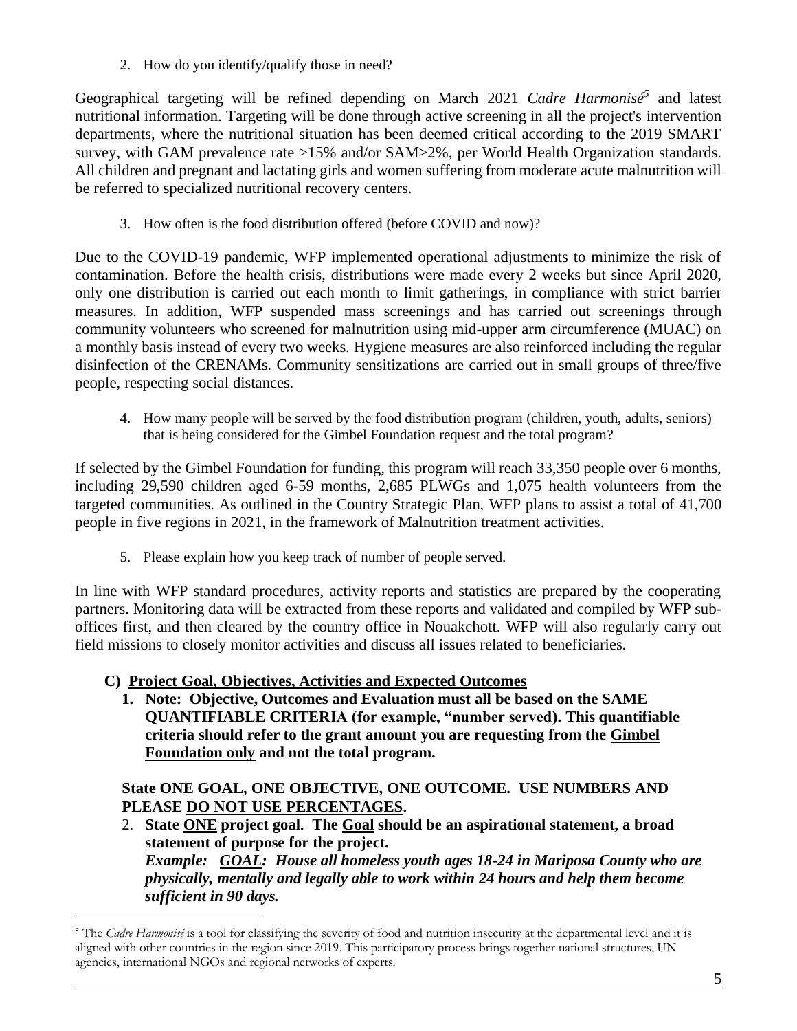2. How do you identify/qualify those in need?

Geographical targeting will be refined depending on March 2021 *Cadre Harmonisé*[5] and latest nutritional information. Targeting will be done through active screening in all the project's intervention departments, where the nutritional situation has been deemed critical according to the 2019 SMART survey, with GAM prevalence rate >15% and/or SAM>2%, per World Health Organization standards. All children and pregnant and lactating girls and women suffering from moderate acute malnutrition will be referred to specialized nutritional recovery centers.

3. How often is the food distribution offered (before COVID and now)?

Due to the COVID-19 pandemic, WFP implemented operational adjustments to minimize the risk of contamination. Before the health crisis, distributions were made every 2 weeks but since April 2020, only one distribution is carried out each month to limit gatherings, in compliance with strict barrier measures. In addition, WFP suspended mass screenings and has carried out screenings through community volunteers who screened for malnutrition using mid-upper arm circumference (MUAC) on a monthly basis instead of every two weeks. Hygiene measures are also reinforced including the regular disinfection of the CRENAMs. Community sensitizations are carried out in small groups of three/five people, respecting social distances.

4. How many people will be served by the food distribution program (children, youth, adults, seniors) that is being considered for the Gimbel Foundation request and the total program?

If selected by the Gimbel Foundation for funding, this program will reach 33,350 people over 6 months, including 29,590 children aged 6-59 months, 2,685 PLWGs and 1,075 health volunteers from the targeted communities. As outlined in the Country Strategic Plan, WFP plans to assist a total of 41,700 people in five regions in 2021, in the framework of Malnutrition treatment activities.

5. Please explain how you keep track of number of people served.

In line with WFP standard procedures, activity reports and statistics are prepared by the cooperating partners. Monitoring data will be extracted from these reports and validated and compiled by WFP sub-offices first, and then cleared by the country office in Nouakchott. WFP will also regularly carry out field missions to closely monitor activities and discuss all issues related to beneficiaries.

## C) Project Goal, Objectives, Activities and Expected Outcomes

1. **Note: Objective, Outcomes and Evaluation must all be based on the SAME QUANTIFIABLE CRITERIA (for example, "number served). This quantifiable criteria should refer to the grant amount you are requesting from the Gimbel Foundation only and not the total program.**

**State ONE GOAL, ONE OBJECTIVE, ONE OUTCOME. USE NUMBERS AND PLEASE DO NOT USE PERCENTAGES.**

2. **State ONE project goal. The Goal should be an aspirational statement, a broad statement of purpose for the project.**
   ***Example: GOAL: House all homeless youth ages 18-24 in Mariposa County who are physically, mentally and legally able to work within 24 hours and help them become sufficient in 90 days.***

[5] The *Cadre Harmonisé* is a tool for classifying the severity of food and nutrition insecurity at the departmental level and it is aligned with other countries in the region since 2019. This participatory process brings together national structures, UN agencies, international NGOs and regional networks of experts.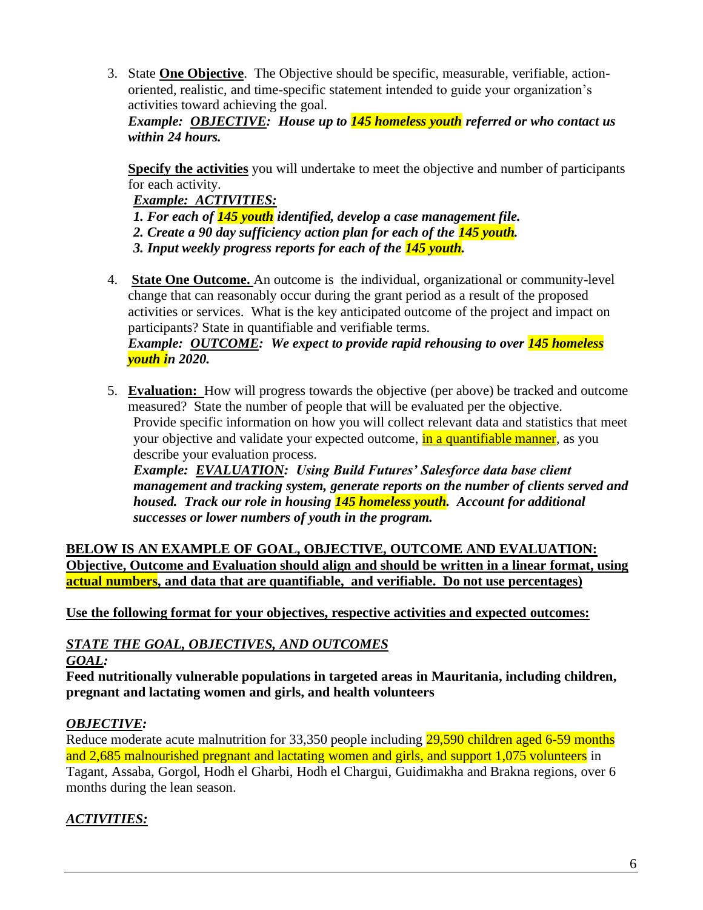3. State **One Objective**. The Objective should be specific, measurable, verifiable, action-oriented, realistic, and time-specific statement intended to guide your organization's activities toward achieving the goal.
   ***Example: OBJECTIVE: House up to 145 homeless youth referred or who contact us within 24 hours.***

   **Specify the activities** you will undertake to meet the objective and number of participants for each activity.
   ***Example: ACTIVITIES:***
   ***1. For each of 145 youth identified, develop a case management file.***
   ***2. Create a 90 day sufficiency action plan for each of the 145 youth.***
   ***3. Input weekly progress reports for each of the 145 youth.***

4. **State One Outcome.** An outcome is the individual, organizational or community-level change that can reasonably occur during the grant period as a result of the proposed activities or services. What is the key anticipated outcome of the project and impact on participants? State in quantifiable and verifiable terms.
   ***Example: OUTCOME: We expect to provide rapid rehousing to over 145 homeless youth in 2020.***

5. **Evaluation:** How will progress towards the objective (per above) be tracked and outcome measured? State the number of people that will be evaluated per the objective.
   Provide specific information on how you will collect relevant data and statistics that meet your objective and validate your expected outcome, in a quantifiable manner, as you describe your evaluation process.
   ***Example: EVALUATION: Using Build Futures' Salesforce data base client management and tracking system, generate reports on the number of clients served and housed. Track our role in housing 145 homeless youth. Account for additional successes or lower numbers of youth in the program.***

**BELOW IS AN EXAMPLE OF GOAL, OBJECTIVE, OUTCOME AND EVALUATION: Objective, Outcome and Evaluation should align and should be written in a linear format, using actual numbers, and data that are quantifiable, and verifiable. Do not use percentages)**

**Use the following format for your objectives, respective activities and expected outcomes:**

***STATE THE GOAL, OBJECTIVES, AND OUTCOMES***

***GOAL:***

**Feed nutritionally vulnerable populations in targeted areas in Mauritania, including children, pregnant and lactating women and girls, and health volunteers**

***OBJECTIVE:***

Reduce moderate acute malnutrition for 33,350 people including 29,590 children aged 6-59 months and 2,685 malnourished pregnant and lactating women and girls, and support 1,075 volunteers in Tagant, Assaba, Gorgol, Hodh el Gharbi, Hodh el Chargui, Guidimakha and Brakna regions, over 6 months during the lean season.

***ACTIVITIES:***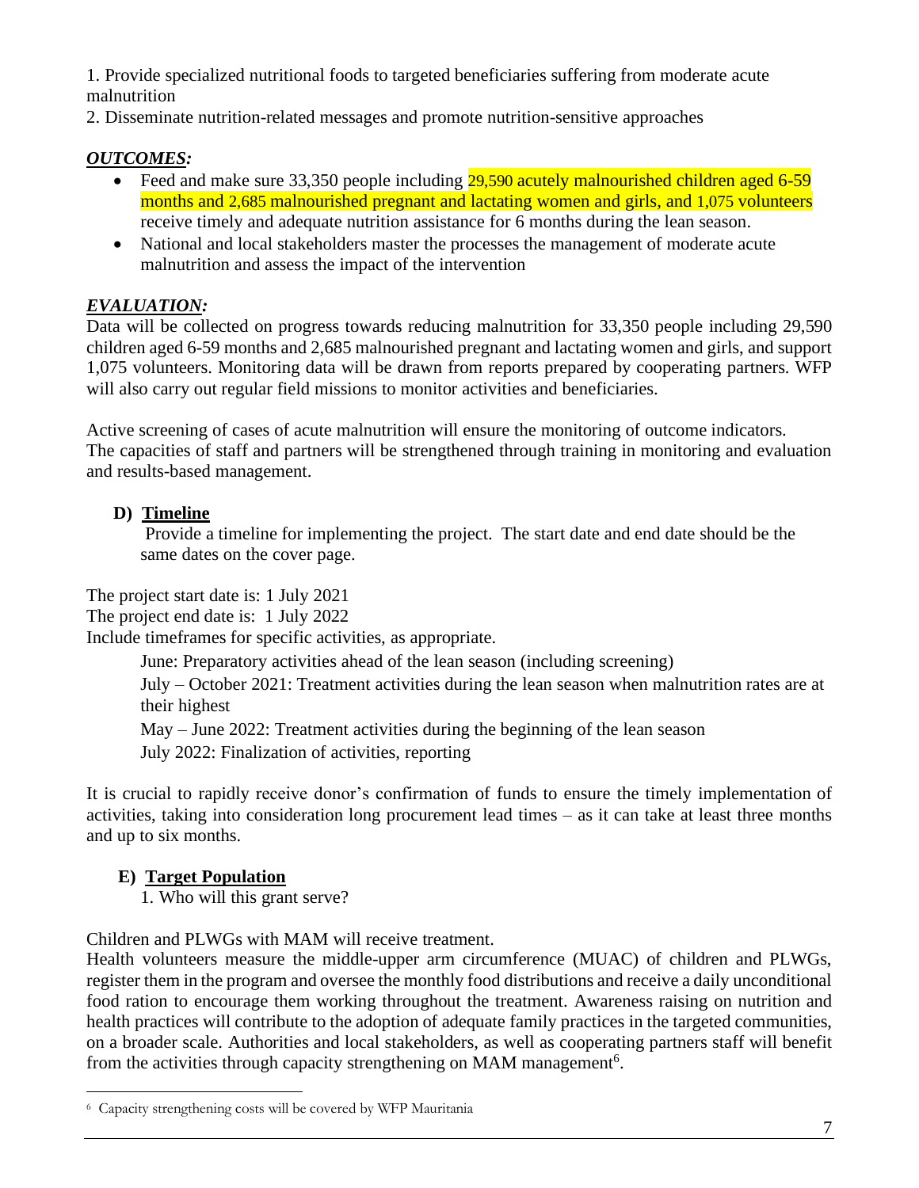1. Provide specialized nutritional foods to targeted beneficiaries suffering from moderate acute malnutrition
2. Disseminate nutrition-related messages and promote nutrition-sensitive approaches

***OUTCOMES:***

- Feed and make sure 33,350 people including 29,590 acutely malnourished children aged 6-59 months and 2,685 malnourished pregnant and lactating women and girls, and 1,075 volunteers receive timely and adequate nutrition assistance for 6 months during the lean season.
- National and local stakeholders master the processes the management of moderate acute malnutrition and assess the impact of the intervention

***EVALUATION:***

Data will be collected on progress towards reducing malnutrition for 33,350 people including 29,590 children aged 6-59 months and 2,685 malnourished pregnant and lactating women and girls, and support 1,075 volunteers. Monitoring data will be drawn from reports prepared by cooperating partners. WFP will also carry out regular field missions to monitor activities and beneficiaries.

Active screening of cases of acute malnutrition will ensure the monitoring of outcome indicators. The capacities of staff and partners will be strengthened through training in monitoring and evaluation and results-based management.

**D) Timeline**

Provide a timeline for implementing the project. The start date and end date should be the same dates on the cover page.

The project start date is: 1 July 2021
The project end date is: 1 July 2022
Include timeframes for specific activities, as appropriate.

June: Preparatory activities ahead of the lean season (including screening)
July – October 2021: Treatment activities during the lean season when malnutrition rates are at their highest
May – June 2022: Treatment activities during the beginning of the lean season
July 2022: Finalization of activities, reporting

It is crucial to rapidly receive donor's confirmation of funds to ensure the timely implementation of activities, taking into consideration long procurement lead times – as it can take at least three months and up to six months.

**E) Target Population**

1. Who will this grant serve?

Children and PLWGs with MAM will receive treatment.
Health volunteers measure the middle-upper arm circumference (MUAC) of children and PLWGs, register them in the program and oversee the monthly food distributions and receive a daily unconditional food ration to encourage them working throughout the treatment. Awareness raising on nutrition and health practices will contribute to the adoption of adequate family practices in the targeted communities, on a broader scale. Authorities and local stakeholders, as well as cooperating partners staff will benefit from the activities through capacity strengthening on MAM management[6].

[6] Capacity strengthening costs will be covered by WFP Mauritania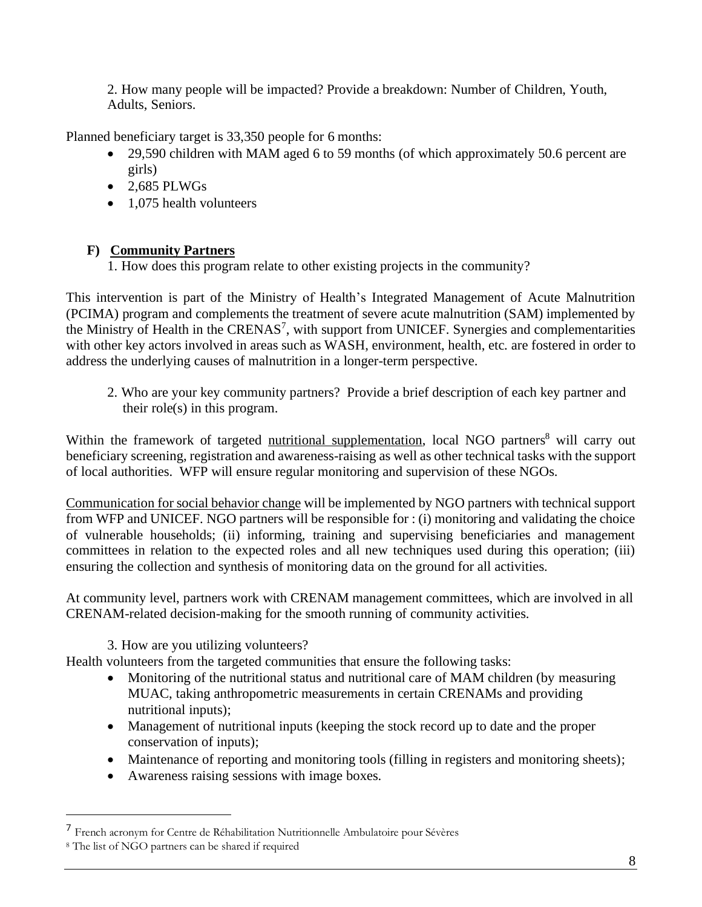2. How many people will be impacted? Provide a breakdown: Number of Children, Youth, Adults, Seniors.

Planned beneficiary target is 33,350 people for 6 months:

- 29,590 children with MAM aged 6 to 59 months (of which approximately 50.6 percent are girls)
- 2,685 PLWGs
- 1,075 health volunteers

## F) Community Partners

1. How does this program relate to other existing projects in the community?

This intervention is part of the Ministry of Health's Integrated Management of Acute Malnutrition (PCIMA) program and complements the treatment of severe acute malnutrition (SAM) implemented by the Ministry of Health in the CRENAS[7], with support from UNICEF. Synergies and complementarities with other key actors involved in areas such as WASH, environment, health, etc. are fostered in order to address the underlying causes of malnutrition in a longer-term perspective.

2. Who are your key community partners? Provide a brief description of each key partner and their role(s) in this program.

Within the framework of targeted nutritional supplementation, local NGO partners[8] will carry out beneficiary screening, registration and awareness-raising as well as other technical tasks with the support of local authorities. WFP will ensure regular monitoring and supervision of these NGOs.

Communication for social behavior change will be implemented by NGO partners with technical support from WFP and UNICEF. NGO partners will be responsible for : (i) monitoring and validating the choice of vulnerable households; (ii) informing, training and supervising beneficiaries and management committees in relation to the expected roles and all new techniques used during this operation; (iii) ensuring the collection and synthesis of monitoring data on the ground for all activities.

At community level, partners work with CRENAM management committees, which are involved in all CRENAM-related decision-making for the smooth running of community activities.

3. How are you utilizing volunteers?

Health volunteers from the targeted communities that ensure the following tasks:

- Monitoring of the nutritional status and nutritional care of MAM children (by measuring MUAC, taking anthropometric measurements in certain CRENAMs and providing nutritional inputs);
- Management of nutritional inputs (keeping the stock record up to date and the proper conservation of inputs);
- Maintenance of reporting and monitoring tools (filling in registers and monitoring sheets);
- Awareness raising sessions with image boxes.

---

[7] French acronym for Centre de Réhabilitation Nutritionnelle Ambulatoire pour Sévères

[8] The list of NGO partners can be shared if required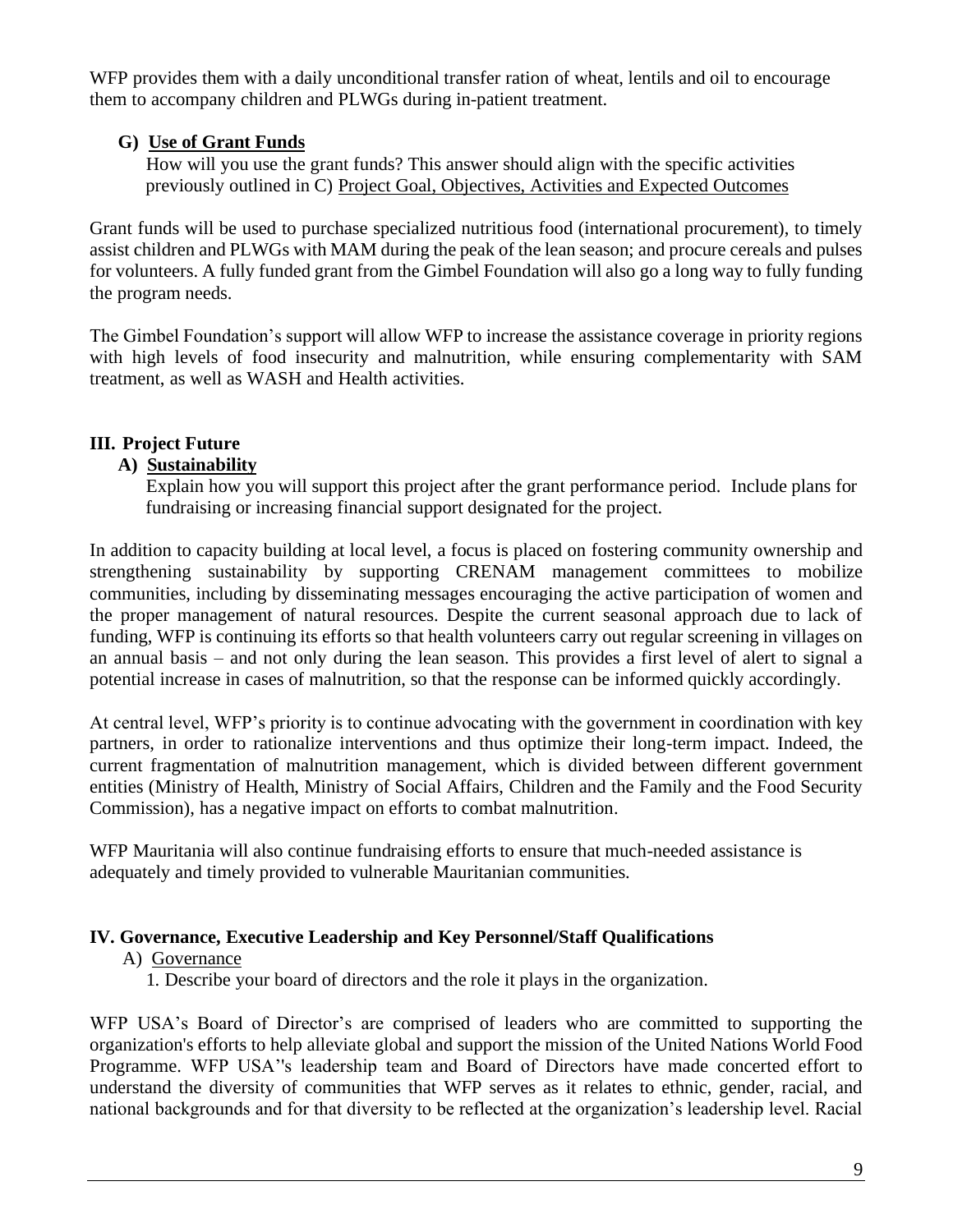WFP provides them with a daily unconditional transfer ration of wheat, lentils and oil to encourage them to accompany children and PLWGs during in-patient treatment.

### G) Use of Grant Funds

How will you use the grant funds? This answer should align with the specific activities previously outlined in C) Project Goal, Objectives, Activities and Expected Outcomes

Grant funds will be used to purchase specialized nutritious food (international procurement), to timely assist children and PLWGs with MAM during the peak of the lean season; and procure cereals and pulses for volunteers. A fully funded grant from the Gimbel Foundation will also go a long way to fully funding the program needs.

The Gimbel Foundation's support will allow WFP to increase the assistance coverage in priority regions with high levels of food insecurity and malnutrition, while ensuring complementarity with SAM treatment, as well as WASH and Health activities.

## III. Project Future

### A) Sustainability

Explain how you will support this project after the grant performance period. Include plans for fundraising or increasing financial support designated for the project.

In addition to capacity building at local level, a focus is placed on fostering community ownership and strengthening sustainability by supporting CRENAM management committees to mobilize communities, including by disseminating messages encouraging the active participation of women and the proper management of natural resources. Despite the current seasonal approach due to lack of funding, WFP is continuing its efforts so that health volunteers carry out regular screening in villages on an annual basis – and not only during the lean season. This provides a first level of alert to signal a potential increase in cases of malnutrition, so that the response can be informed quickly accordingly.

At central level, WFP's priority is to continue advocating with the government in coordination with key partners, in order to rationalize interventions and thus optimize their long-term impact. Indeed, the current fragmentation of malnutrition management, which is divided between different government entities (Ministry of Health, Ministry of Social Affairs, Children and the Family and the Food Security Commission), has a negative impact on efforts to combat malnutrition.

WFP Mauritania will also continue fundraising efforts to ensure that much-needed assistance is adequately and timely provided to vulnerable Mauritanian communities.

## IV. Governance, Executive Leadership and Key Personnel/Staff Qualifications

### A) Governance

1. Describe your board of directors and the role it plays in the organization.

WFP USA's Board of Director's are comprised of leaders who are committed to supporting the organization's efforts to help alleviate global and support the mission of the United Nations World Food Programme. WFP USA''s leadership team and Board of Directors have made concerted effort to understand the diversity of communities that WFP serves as it relates to ethnic, gender, racial, and national backgrounds and for that diversity to be reflected at the organization's leadership level. Racial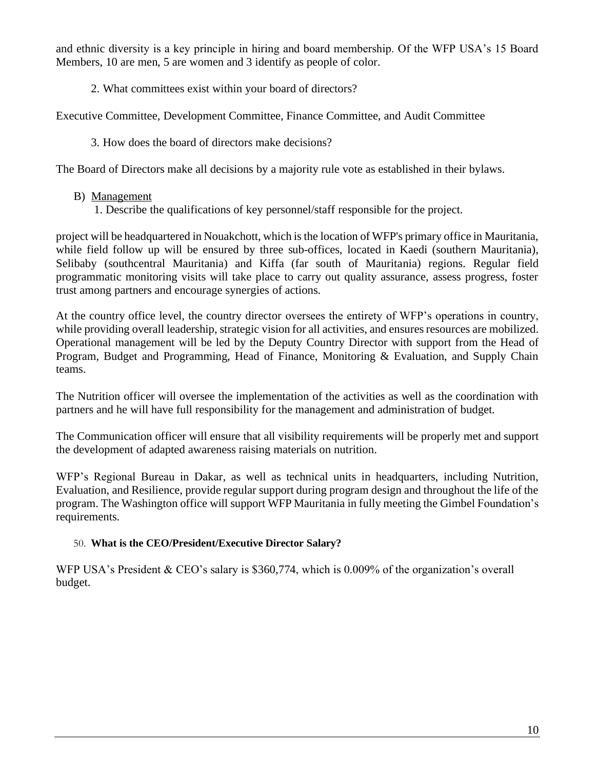and ethnic diversity is a key principle in hiring and board membership. Of the WFP USA's 15 Board Members, 10 are men, 5 are women and 3 identify as people of color.

2. What committees exist within your board of directors?

Executive Committee, Development Committee, Finance Committee, and Audit Committee

3. How does the board of directors make decisions?

The Board of Directors make all decisions by a majority rule vote as established in their bylaws.

B) <u>Management</u>

1. Describe the qualifications of key personnel/staff responsible for the project.

project will be headquartered in Nouakchott, which is the location of WFP's primary office in Mauritania, while field follow up will be ensured by three sub-offices, located in Kaedi (southern Mauritania), Selibaby (southcentral Mauritania) and Kiffa (far south of Mauritania) regions. Regular field programmatic monitoring visits will take place to carry out quality assurance, assess progress, foster trust among partners and encourage synergies of actions.

At the country office level, the country director oversees the entirety of WFP's operations in country, while providing overall leadership, strategic vision for all activities, and ensures resources are mobilized. Operational management will be led by the Deputy Country Director with support from the Head of Program, Budget and Programming, Head of Finance, Monitoring & Evaluation, and Supply Chain teams.

The Nutrition officer will oversee the implementation of the activities as well as the coordination with partners and he will have full responsibility for the management and administration of budget.

The Communication officer will ensure that all visibility requirements will be properly met and support the development of adapted awareness raising materials on nutrition.

WFP's Regional Bureau in Dakar, as well as technical units in headquarters, including Nutrition, Evaluation, and Resilience, provide regular support during program design and throughout the life of the program. The Washington office will support WFP Mauritania in fully meeting the Gimbel Foundation's requirements.

50. **What is the CEO/President/Executive Director Salary?**

WFP USA's President & CEO's salary is $360,774, which is 0.009% of the organization's overall budget.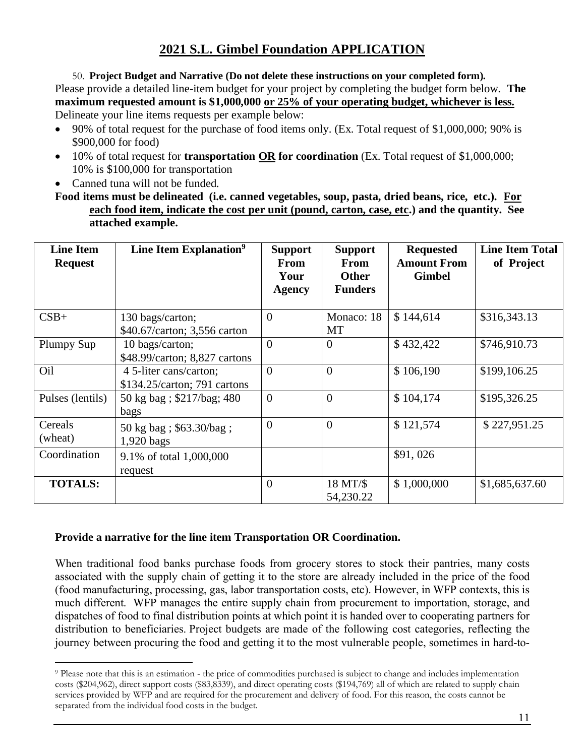## 2021 S.L. Gimbel Foundation APPLICATION

50. **Project Budget and Narrative (Do not delete these instructions on your completed form).** Please provide a detailed line-item budget for your project by completing the budget form below. **The maximum requested amount is $1,000,000 <u>or 25% of your operating budget, whichever is less.</u>** Delineate your line items requests per example below:

- 90% of total request for the purchase of food items only. (Ex. Total request of $1,000,000; 90% is $900,000 for food)
- 10% of total request for **transportation <u>OR</u> for coordination** (Ex. Total request of $1,000,000; 10% is $100,000 for transportation
- Canned tuna will not be funded.

**Food items must be delineated (i.e. canned vegetables, soup, pasta, dried beans, rice, etc.). <u>For each food item, indicate the cost per unit (pound, carton, case, etc.) and the quantity.</u> See attached example.**

| Line Item Request | Line Item Explanation[9] | Support From Your Agency | Support From Other Funders | Requested Amount From Gimbel | Line Item Total of Project |
|---|---|---|---|---|---|
| CSB+ | 130 bags/carton; $40.67/carton; 3,556 carton | 0 | Monaco: 18 MT | $ 144,614 | $316,343.13 |
| Plumpy Sup | 10 bags/carton; $48.99/carton; 8,827 cartons | 0 | 0 | $ 432,422 | $746,910.73 |
| Oil | 4 5-liter cans/carton; $134.25/carton; 791 cartons | 0 | 0 | $ 106,190 | $199,106.25 |
| Pulses (lentils) | 50 kg bag ; $217/bag; 480 bags | 0 | 0 | $ 104,174 | $195,326.25 |
| Cereals (wheat) | 50 kg bag ; $63.30/bag ; 1,920 bags | 0 | 0 | $ 121,574 | $ 227,951.25 |
| Coordination | 9.1% of total 1,000,000 request | | | $91, 026 | |
| **TOTALS:** | | 0 | 18 MT/$ 54,230.22 | $ 1,000,000 | $1,685,637.60 |

**Provide a narrative for the line item Transportation OR Coordination.**

When traditional food banks purchase foods from grocery stores to stock their pantries, many costs associated with the supply chain of getting it to the store are already included in the price of the food (food manufacturing, processing, gas, labor transportation costs, etc). However, in WFP contexts, this is much different. WFP manages the entire supply chain from procurement to importation, storage, and dispatches of food to final distribution points at which point it is handed over to cooperating partners for distribution to beneficiaries. Project budgets are made of the following cost categories, reflecting the journey between procuring the food and getting it to the most vulnerable people, sometimes in hard-to-

[9] Please note that this is an estimation - the price of commodities purchased is subject to change and includes implementation costs ($204,962), direct support costs ($83,8339), and direct operating costs ($194,769) all of which are related to supply chain services provided by WFP and are required for the procurement and delivery of food. For this reason, the costs cannot be separated from the individual food costs in the budget.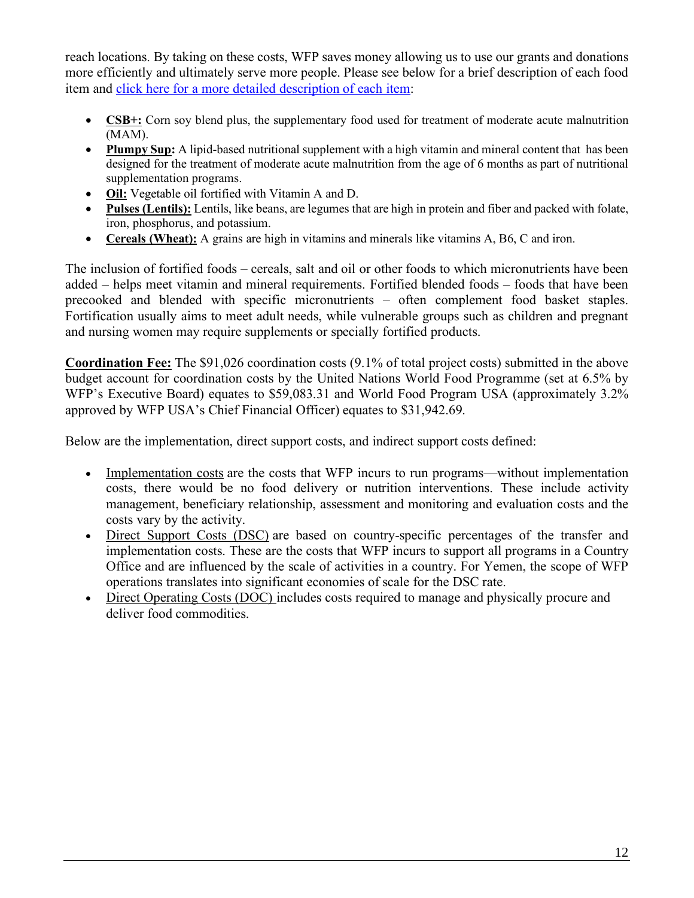reach locations. By taking on these costs, WFP saves money allowing us to use our grants and donations more efficiently and ultimately serve more people. Please see below for a brief description of each food item and [click here for a more detailed description of each item](#):

- **CSB+:** Corn soy blend plus, the supplementary food used for treatment of moderate acute malnutrition (MAM).
- **Plumpy Sup:** A lipid-based nutritional supplement with a high vitamin and mineral content that has been designed for the treatment of moderate acute malnutrition from the age of 6 months as part of nutritional supplementation programs.
- **Oil:** Vegetable oil fortified with Vitamin A and D.
- **Pulses (Lentils):** Lentils, like beans, are legumes that are high in protein and fiber and packed with folate, iron, phosphorus, and potassium.
- **Cereals (Wheat):** A grains are high in vitamins and minerals like vitamins A, B6, C and iron.

The inclusion of fortified foods – cereals, salt and oil or other foods to which micronutrients have been added – helps meet vitamin and mineral requirements. Fortified blended foods – foods that have been precooked and blended with specific micronutrients – often complement food basket staples. Fortification usually aims to meet adult needs, while vulnerable groups such as children and pregnant and nursing women may require supplements or specially fortified products.

**Coordination Fee:** The $91,026 coordination costs (9.1% of total project costs) submitted in the above budget account for coordination costs by the United Nations World Food Programme (set at 6.5% by WFP's Executive Board) equates to $59,083.31 and World Food Program USA (approximately 3.2% approved by WFP USA's Chief Financial Officer) equates to $31,942.69.

Below are the implementation, direct support costs, and indirect support costs defined:

- Implementation costs are the costs that WFP incurs to run programs—without implementation costs, there would be no food delivery or nutrition interventions. These include activity management, beneficiary relationship, assessment and monitoring and evaluation costs and the costs vary by the activity.
- Direct Support Costs (DSC) are based on country-specific percentages of the transfer and implementation costs. These are the costs that WFP incurs to support all programs in a Country Office and are influenced by the scale of activities in a country. For Yemen, the scope of WFP operations translates into significant economies of scale for the DSC rate.
- Direct Operating Costs (DOC) includes costs required to manage and physically procure and deliver food commodities.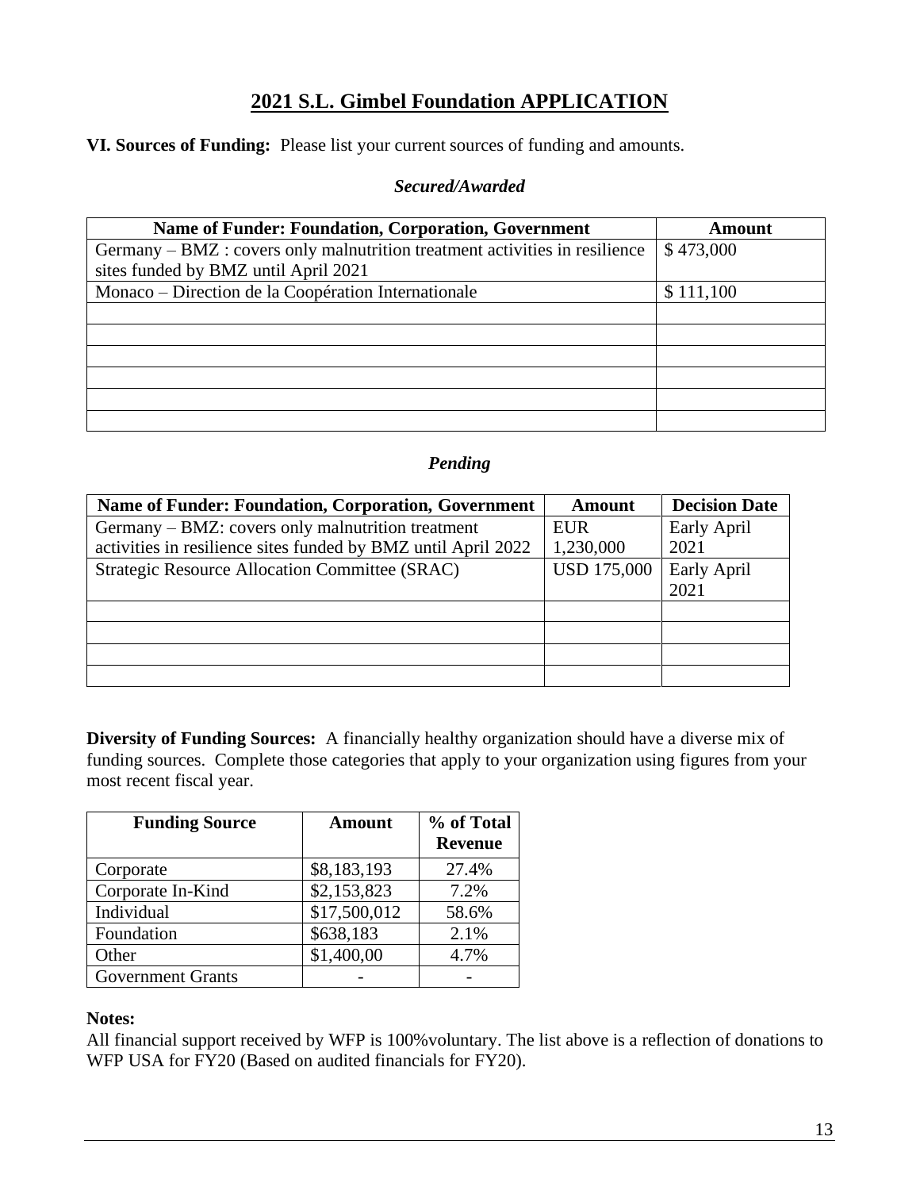# 2021 S.L. Gimbel Foundation APPLICATION

**VI. Sources of Funding:** Please list your current sources of funding and amounts.

***Secured/Awarded***

| Name of Funder: Foundation, Corporation, Government | Amount |
|---|---|
| Germany – BMZ : covers only malnutrition treatment activities in resilience sites funded by BMZ until April 2021 | $ 473,000 |
| Monaco – Direction de la Coopération Internationale | $ 111,100 |
| | |
| | |
| | |
| | |
| | |
| | |

***Pending***

| Name of Funder: Foundation, Corporation, Government | Amount | Decision Date |
|---|---|---|
| Germany – BMZ: covers only malnutrition treatment activities in resilience sites funded by BMZ until April 2022 | EUR 1,230,000 | Early April 2021 |
| Strategic Resource Allocation Committee (SRAC) | USD 175,000 | Early April 2021 |
| | | |
| | | |
| | | |
| | | |

**Diversity of Funding Sources:** A financially healthy organization should have a diverse mix of funding sources. Complete those categories that apply to your organization using figures from your most recent fiscal year.

| Funding Source | Amount | % of Total Revenue |
|---|---|---|
| Corporate | $8,183,193 | 27.4% |
| Corporate In-Kind | $2,153,823 | 7.2% |
| Individual | $17,500,012 | 58.6% |
| Foundation | $638,183 | 2.1% |
| Other | $1,400,00 | 4.7% |
| Government Grants | - | - |

**Notes:**

All financial support received by WFP is 100%voluntary. The list above is a reflection of donations to WFP USA for FY20 (Based on audited financials for FY20).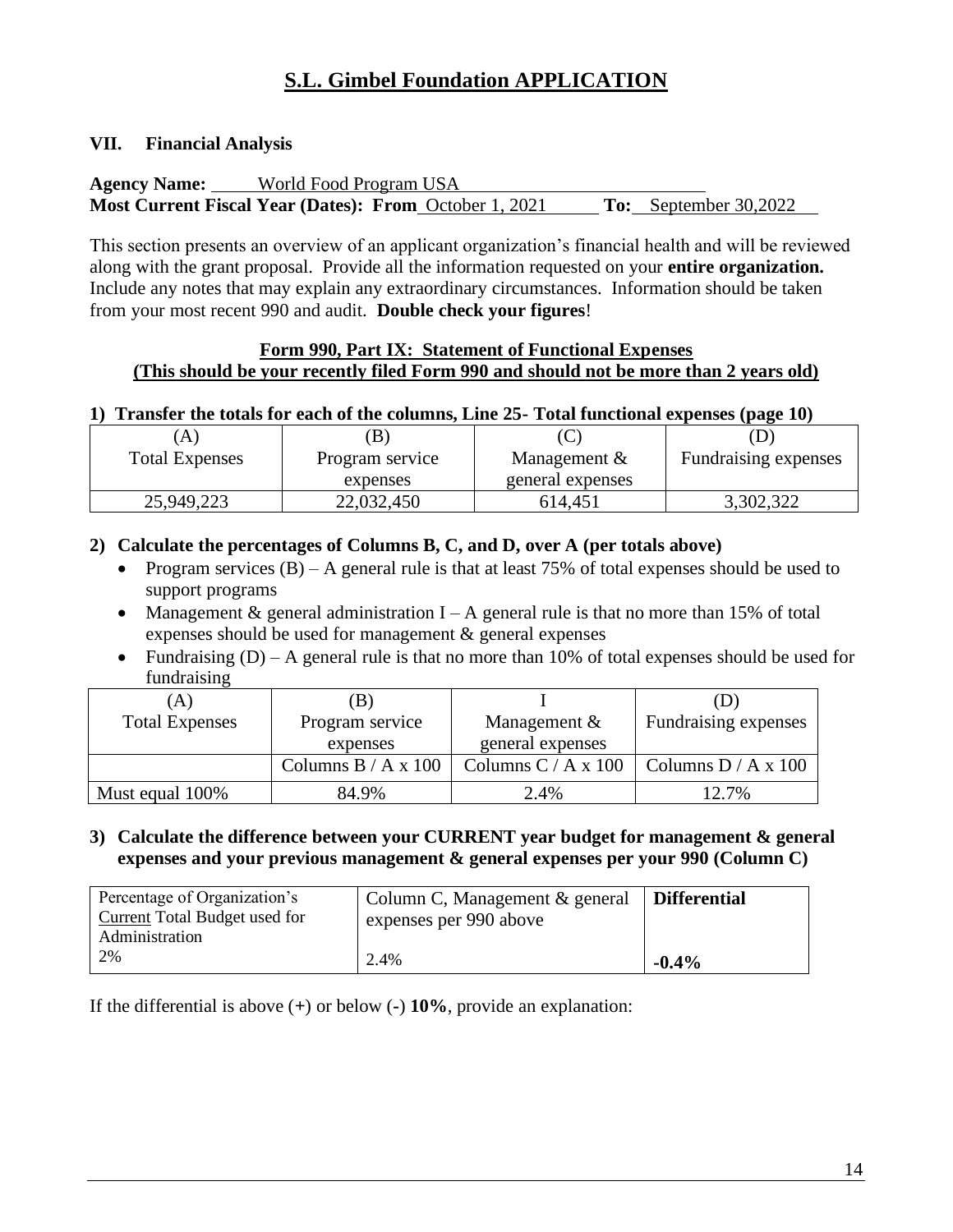# S.L. Gimbel Foundation APPLICATION

## VII. Financial Analysis

**Agency Name:** World Food Program USA
**Most Current Fiscal Year (Dates): From** October 1, 2021 **To:** September 30,2022

This section presents an overview of an applicant organization's financial health and will be reviewed along with the grant proposal. Provide all the information requested on your **entire organization.** Include any notes that may explain any extraordinary circumstances. Information should be taken from your most recent 990 and audit. **Double check your figures**!

**Form 990, Part IX: Statement of Functional Expenses**
**(This should be your recently filed Form 990 and should not be more than 2 years old)**

**1) Transfer the totals for each of the columns, Line 25- Total functional expenses (page 10)**

| (A) Total Expenses | (B) Program service expenses | (C) Management & general expenses | (D) Fundraising expenses |
|---|---|---|---|
| 25,949,223 | 22,032,450 | 614,451 | 3,302,322 |

**2) Calculate the percentages of Columns B, C, and D, over A (per totals above)**

- Program services (B) – A general rule is that at least 75% of total expenses should be used to support programs
- Management & general administration I – A general rule is that no more than 15% of total expenses should be used for management & general expenses
- Fundraising (D) – A general rule is that no more than 10% of total expenses should be used for fundraising

| (A) Total Expenses | (B) Program service expenses | I Management & general expenses | (D) Fundraising expenses |
|---|---|---|---|
| | Columns B / A x 100 | Columns C / A x 100 | Columns D / A x 100 |
| Must equal 100% | 84.9% | 2.4% | 12.7% |

**3) Calculate the difference between your CURRENT year budget for management & general expenses and your previous management & general expenses per your 990 (Column C)**

| Percentage of Organization's Current Total Budget used for Administration | Column C, Management & general expenses per 990 above | **Differential** |
|---|---|---|
| 2% | 2.4% | **-0.4%** |

If the differential is above (+) or below (-) **10%**, provide an explanation: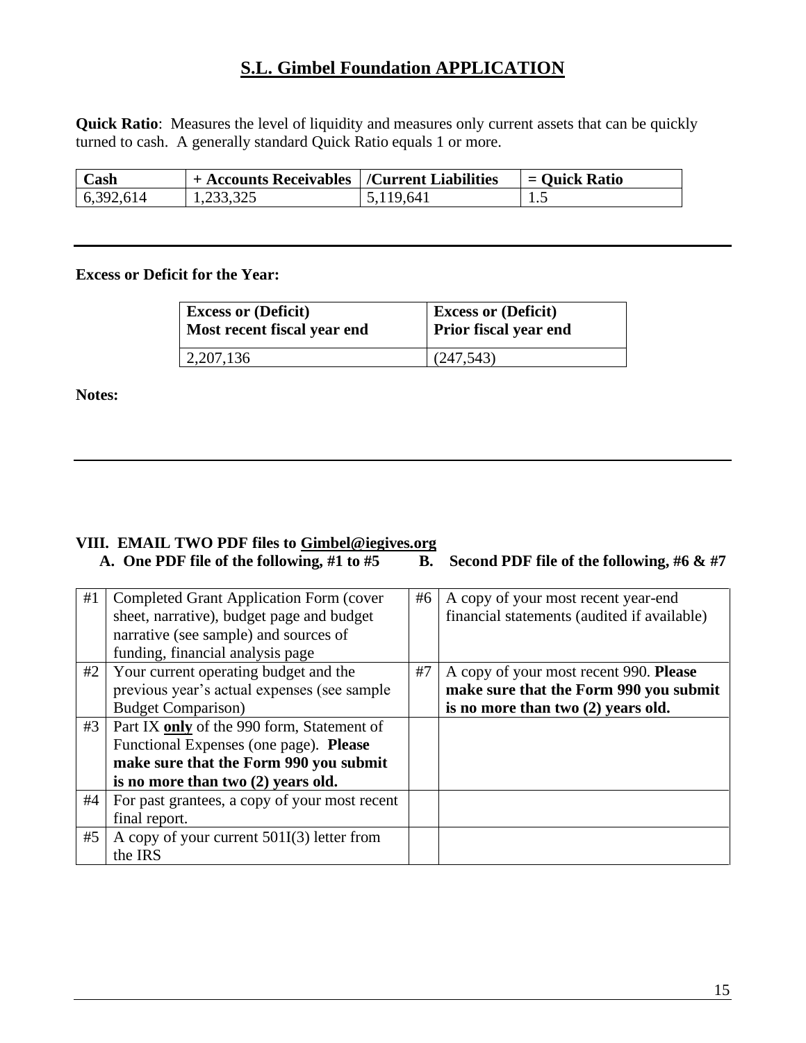# S.L. Gimbel Foundation APPLICATION

**Quick Ratio**: Measures the level of liquidity and measures only current assets that can be quickly turned to cash. A generally standard Quick Ratio equals 1 or more.

| Cash | + Accounts Receivables | /Current Liabilities | = Quick Ratio |
|---|---|---|---|
| 6,392,614 | 1,233,325 | 5,119,641 | 1.5 |

---

**Excess or Deficit for the Year:**

| Excess or (Deficit) Most recent fiscal year end | Excess or (Deficit) Prior fiscal year end |
|---|---|
| 2,207,136 | (247,543) |

**Notes:**

---

## VIII. EMAIL TWO PDF files to Gimbel@iegives.org

**A. One PDF file of the following, #1 to #5** **B. Second PDF file of the following, #6 & #7**

| # | A | # | B |
|---|---|---|---|
| #1 | Completed Grant Application Form (cover sheet, narrative), budget page and budget narrative (see sample) and sources of funding, financial analysis page | #6 | A copy of your most recent year-end financial statements (audited if available) |
| #2 | Your current operating budget and the previous year's actual expenses (see sample Budget Comparison) | #7 | A copy of your most recent 990. **Please make sure that the Form 990 you submit is no more than two (2) years old.** |
| #3 | Part IX **only** of the 990 form, Statement of Functional Expenses (one page). **Please make sure that the Form 990 you submit is no more than two (2) years old.** | | |
| #4 | For past grantees, a copy of your most recent final report. | | |
| #5 | A copy of your current 501I(3) letter from the IRS | | |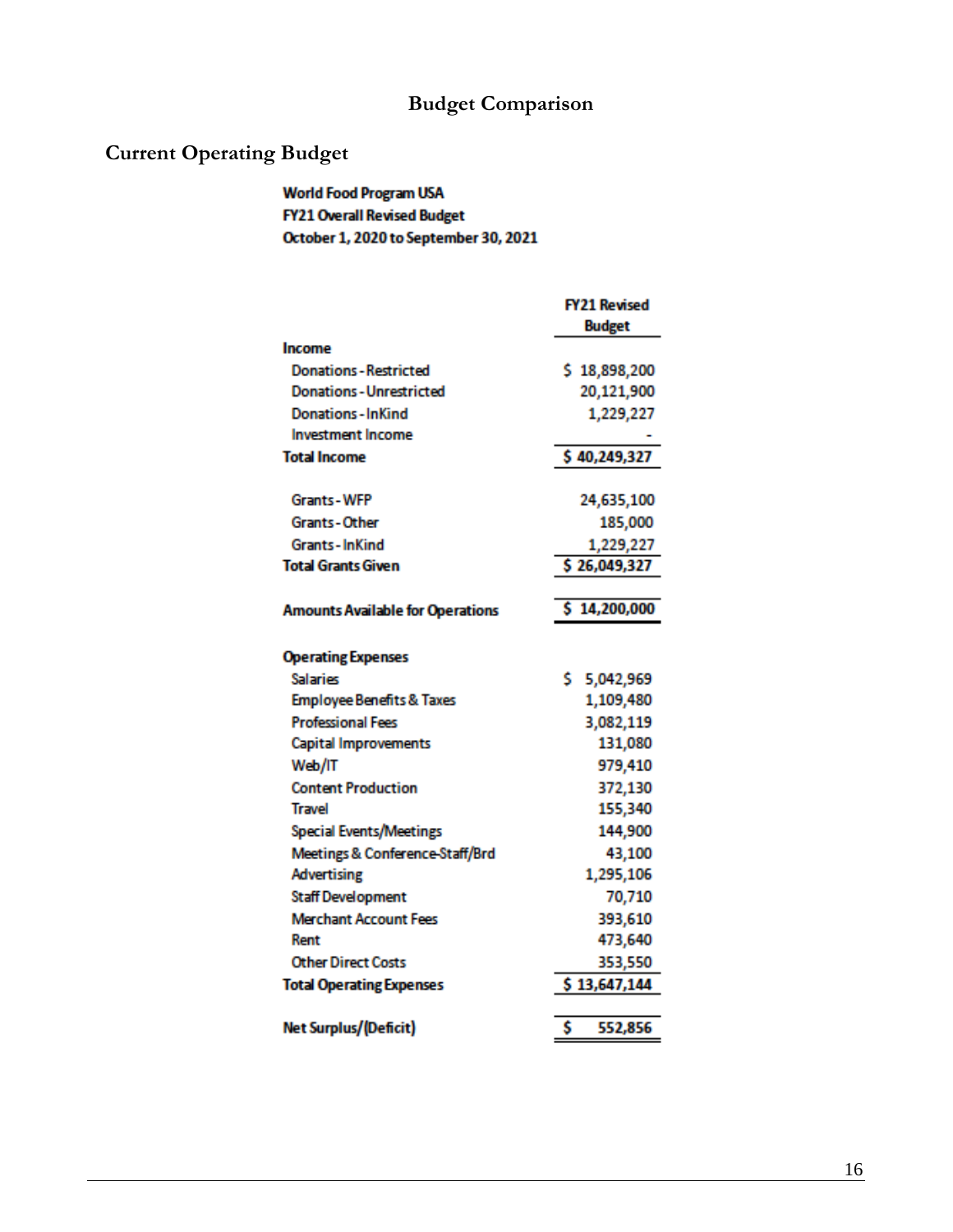## Budget Comparison

### Current Operating Budget

**World Food Program USA**
**FY21 Overall Revised Budget**
**October 1, 2020 to September 30, 2021**

| | FY21 Revised Budget |
|---|---|
| **Income** | |
| Donations - Restricted | $ 18,898,200 |
| Donations - Unrestricted | 20,121,900 |
| Donations - InKind | 1,229,227 |
| Investment Income | - |
| **Total Income** | $ 40,249,327 |
| | |
| Grants - WFP | 24,635,100 |
| Grants - Other | 185,000 |
| Grants - InKind | 1,229,227 |
| **Total Grants Given** | $ 26,049,327 |
| | |
| **Amounts Available for Operations** | $ 14,200,000 |
| | |
| **Operating Expenses** | |
| Salaries | $ 5,042,969 |
| Employee Benefits & Taxes | 1,109,480 |
| Professional Fees | 3,082,119 |
| Capital Improvements | 131,080 |
| Web/IT | 979,410 |
| Content Production | 372,130 |
| Travel | 155,340 |
| Special Events/Meetings | 144,900 |
| Meetings & Conference-Staff/Brd | 43,100 |
| Advertising | 1,295,106 |
| Staff Development | 70,710 |
| Merchant Account Fees | 393,610 |
| Rent | 473,640 |
| Other Direct Costs | 353,550 |
| **Total Operating Expenses** | $ 13,647,144 |
| | |
| **Net Surplus/(Deficit)** | $ 552,856 |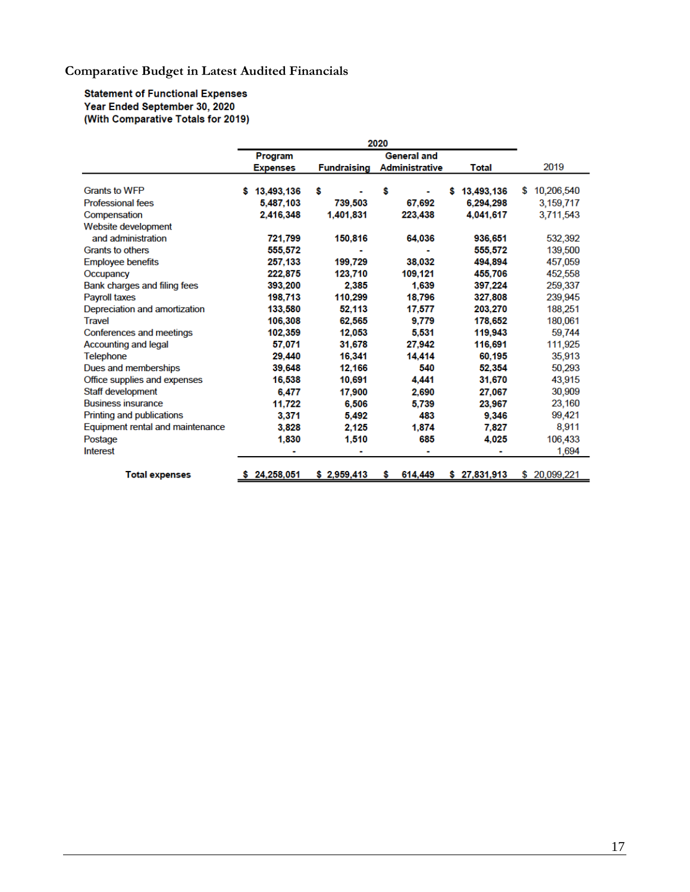### Comparative Budget in Latest Audited Financials

**Statement of Functional Expenses**
**Year Ended September 30, 2020**
**(With Comparative Totals for 2019)**

| | 2020 | | | | |
|---|---|---|---|---|---|
| | Program Expenses | Fundraising | General and Administrative | Total | 2019 |
| Grants to WFP | $ 13,493,136 | $ - | $ - | $ 13,493,136 | $ 10,206,540 |
| Professional fees | 5,487,103 | 739,503 | 67,692 | 6,294,298 | 3,159,717 |
| Compensation | 2,416,348 | 1,401,831 | 223,438 | 4,041,617 | 3,711,543 |
| Website development and administration | 721,799 | 150,816 | 64,036 | 936,651 | 532,392 |
| Grants to others | 555,572 | - | - | 555,572 | 139,500 |
| Employee benefits | 257,133 | 199,729 | 38,032 | 494,894 | 457,059 |
| Occupancy | 222,875 | 123,710 | 109,121 | 455,706 | 452,558 |
| Bank charges and filing fees | 393,200 | 2,385 | 1,639 | 397,224 | 259,337 |
| Payroll taxes | 198,713 | 110,299 | 18,796 | 327,808 | 239,945 |
| Depreciation and amortization | 133,580 | 52,113 | 17,577 | 203,270 | 188,251 |
| Travel | 106,308 | 62,565 | 9,779 | 178,652 | 180,061 |
| Conferences and meetings | 102,359 | 12,053 | 5,531 | 119,943 | 59,744 |
| Accounting and legal | 57,071 | 31,678 | 27,942 | 116,691 | 111,925 |
| Telephone | 29,440 | 16,341 | 14,414 | 60,195 | 35,913 |
| Dues and memberships | 39,648 | 12,166 | 540 | 52,354 | 50,293 |
| Office supplies and expenses | 16,538 | 10,691 | 4,441 | 31,670 | 43,915 |
| Staff development | 6,477 | 17,900 | 2,690 | 27,067 | 30,909 |
| Business insurance | 11,722 | 6,506 | 5,739 | 23,967 | 23,160 |
| Printing and publications | 3,371 | 5,492 | 483 | 9,346 | 99,421 |
| Equipment rental and maintenance | 3,828 | 2,125 | 1,874 | 7,827 | 8,911 |
| Postage | 1,830 | 1,510 | 685 | 4,025 | 106,433 |
| Interest | - | - | - | - | 1,694 |
| **Total expenses** | $ 24,258,051 | $ 2,959,413 | $ 614,449 | $ 27,831,913 | $ 20,099,221 |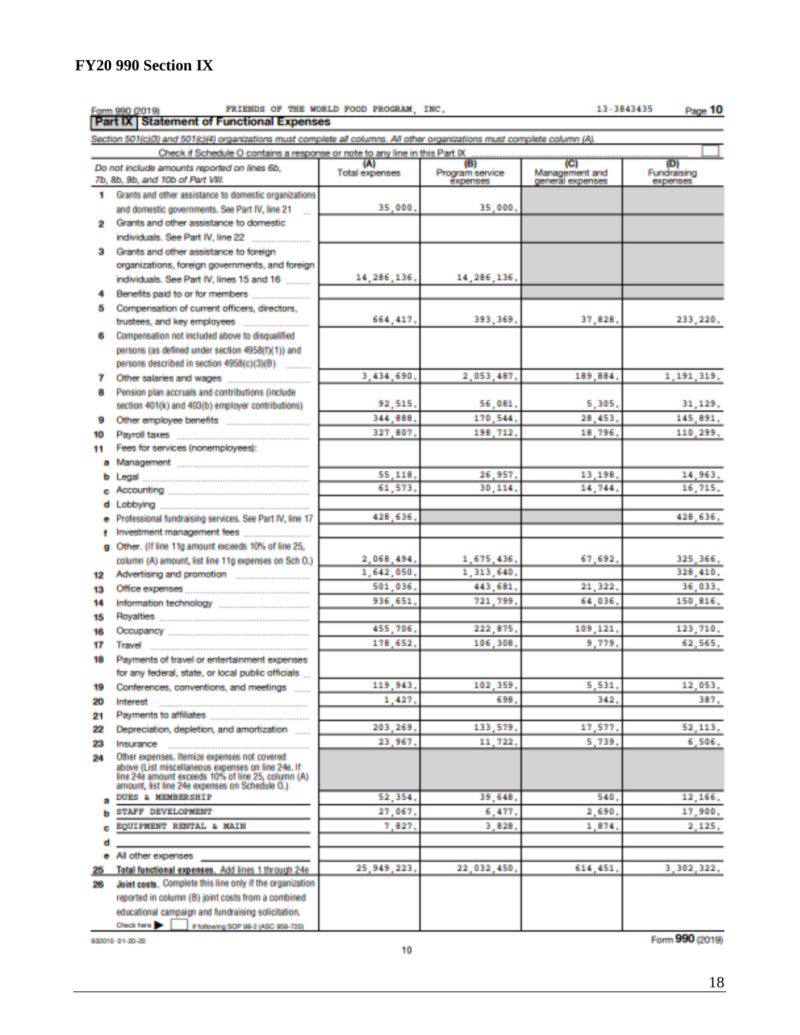## FY20 990 Section IX

Form 990 (2019) FRIENDS OF THE WORLD FOOD PROGRAM, INC. 13-3843435 Page **10**

**Part IX Statement of Functional Expenses**

*Section 501(c)(3) and 501(c)(4) organizations must complete all columns. All other organizations must complete column (A).*

Check if Schedule O contains a response or note to any line in this Part IX ☐

| *Do not include amounts reported on lines 6b, 7b, 8b, 9b, and 10b of Part VII.* | (A) Total expenses | (B) Program service expenses | (C) Management and general expenses | (D) Fundraising expenses |
|---|---|---|---|---|
| 1 Grants and other assistance to domestic organizations and domestic governments. See Part IV, line 21 | 35,000. | 35,000. | | |
| 2 Grants and other assistance to domestic individuals. See Part IV, line 22 | | | | |
| 3 Grants and other assistance to foreign organizations, foreign governments, and foreign individuals. See Part IV, lines 15 and 16 | 14,286,136. | 14,286,136. | | |
| 4 Benefits paid to or for members | | | | |
| 5 Compensation of current officers, directors, trustees, and key employees | 664,417. | 393,369. | 37,828. | 233,220. |
| 6 Compensation not included above to disqualified persons (as defined under section 4958(f)(1)) and persons described in section 4958(c)(3)(B) | | | | |
| 7 Other salaries and wages | 3,434,690. | 2,053,487. | 189,884. | 1,191,319. |
| 8 Pension plan accruals and contributions (include section 401(k) and 403(b) employer contributions) | 92,515. | 56,081. | 5,305. | 31,129. |
| 9 Other employee benefits | 344,888. | 170,544. | 28,453. | 145,891. |
| 10 Payroll taxes | 327,807. | 198,712. | 18,796. | 110,299. |
| 11 Fees for services (nonemployees): | | | | |
| a Management | | | | |
| b Legal | 55,118. | 26,957. | 13,198. | 14,963. |
| c Accounting | 61,573. | 30,114. | 14,744. | 16,715. |
| d Lobbying | | | | |
| e Professional fundraising services. See Part IV, line 17 | 428,636. | | | 428,636. |
| f Investment management fees | | | | |
| g Other. (If line 11g amount exceeds 10% of line 25, column (A) amount, list line 11g expenses on Sch O.) | 2,068,494. | 1,675,436. | 67,692. | 325,366. |
| 12 Advertising and promotion | 1,642,050. | 1,313,640. | | 328,410. |
| 13 Office expenses | 501,036. | 443,681. | 21,322. | 36,033. |
| 14 Information technology | 936,651. | 721,799. | 64,036. | 150,816. |
| 15 Royalties | | | | |
| 16 Occupancy | 455,706. | 222,875. | 109,121. | 123,710. |
| 17 Travel | 178,652. | 106,308. | 9,779. | 62,565. |
| 18 Payments of travel or entertainment expenses for any federal, state, or local public officials | | | | |
| 19 Conferences, conventions, and meetings | 119,943. | 102,359. | 5,531. | 12,053. |
| 20 Interest | 1,427. | 698. | 342. | 387. |
| 21 Payments to affiliates | | | | |
| 22 Depreciation, depletion, and amortization | 203,269. | 133,579. | 17,577. | 52,113. |
| 23 Insurance | 23,967. | 11,722. | 5,739. | 6,506. |
| 24 Other expenses. Itemize expenses not covered above (List miscellaneous expenses on line 24e. If line 24e amount exceeds 10% of line 25, column (A) amount, list line 24e expenses on Schedule O.) | | | | |
| a DUES & MEMBERSHIP | 52,354. | 39,648. | 540. | 12,166. |
| b STAFF DEVELOPMENT | 27,067. | 6,477. | 2,690. | 17,900. |
| c EQUIPMENT RENTAL & MAIN | 7,827. | 3,828. | 1,874. | 2,125. |
| d | | | | |
| e All other expenses | | | | |
| **25 Total functional expenses.** Add lines 1 through 24e | 25,949,223. | 22,032,450. | 614,451. | 3,302,322. |
| **26 Joint costs.** Complete this line only if the organization reported in column (B) joint costs from a combined educational campaign and fundraising solicitation. Check here ☐ if following SOP 98-2 (ASC 958-720) | | | | |

932010 01-20-20

Form **990** (2019)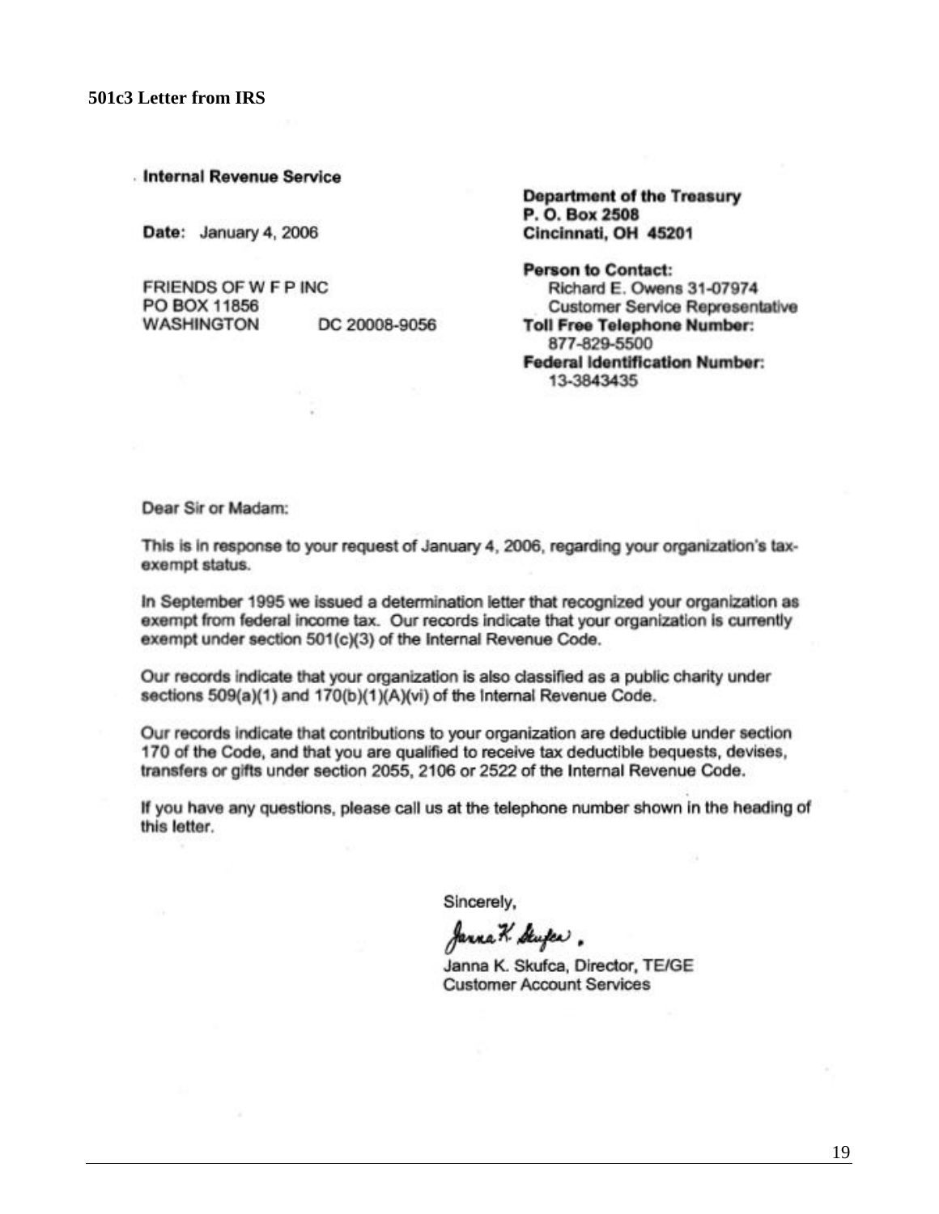**501c3 Letter from IRS**

**Internal Revenue Service**

**Date:** January 4, 2006

FRIENDS OF W F P INC
PO BOX 11856
WASHINGTON DC 20008-9056

**Department of the Treasury**
**P. O. Box 2508**
**Cincinnati, OH 45201**

**Person to Contact:**
Richard E. Owens 31-07974
Customer Service Representative
**Toll Free Telephone Number:**
877-829-5500
**Federal Identification Number:**
13-3843435

Dear Sir or Madam:

This is in response to your request of January 4, 2006, regarding your organization's tax-exempt status.

In September 1995 we issued a determination letter that recognized your organization as exempt from federal income tax. Our records indicate that your organization is currently exempt under section 501(c)(3) of the Internal Revenue Code.

Our records indicate that your organization is also classified as a public charity under sections 509(a)(1) and 170(b)(1)(A)(vi) of the Internal Revenue Code.

Our records indicate that contributions to your organization are deductible under section 170 of the Code, and that you are qualified to receive tax deductible bequests, devises, transfers or gifts under section 2055, 2106 or 2522 of the Internal Revenue Code.

If you have any questions, please call us at the telephone number shown in the heading of this letter.

Sincerely,

Janna K. Skufca

Janna K. Skufca, Director, TE/GE
Customer Account Services